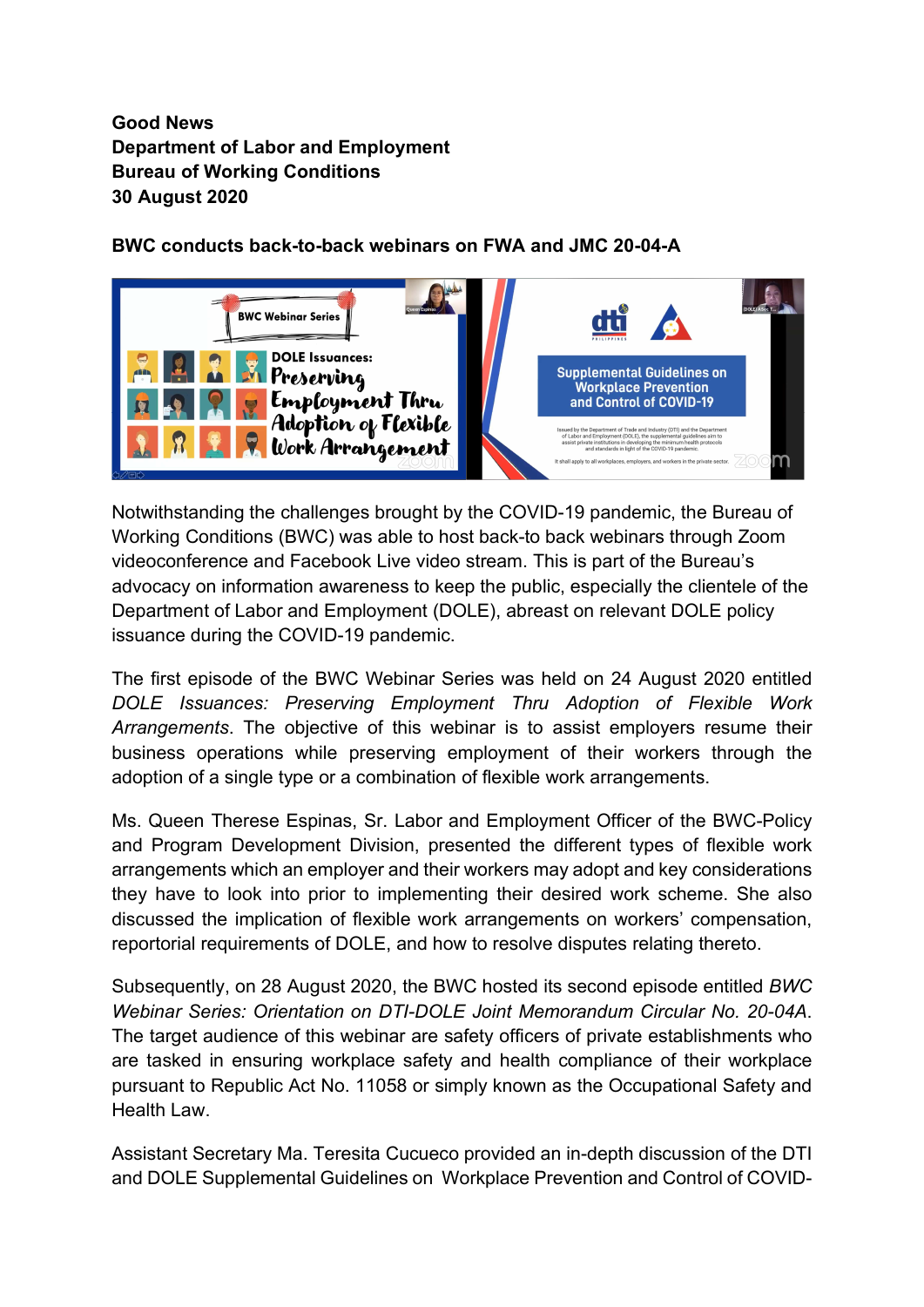**Good News**
**Department of Labor and Employment**
**Bureau of Working Conditions**
**30 August 2020**

**BWC conducts back-to-back webinars on FWA and JMC 20-04-A**

Notwithstanding the challenges brought by the COVID-19 pandemic, the Bureau of Working Conditions (BWC) was able to host back-to back webinars through Zoom videoconference and Facebook Live video stream. This is part of the Bureau's advocacy on information awareness to keep the public, especially the clientele of the Department of Labor and Employment (DOLE), abreast on relevant DOLE policy issuance during the COVID-19 pandemic.

The first episode of the BWC Webinar Series was held on 24 August 2020 entitled *DOLE Issuances: Preserving Employment Thru Adoption of Flexible Work Arrangements*. The objective of this webinar is to assist employers resume their business operations while preserving employment of their workers through the adoption of a single type or a combination of flexible work arrangements.

Ms. Queen Therese Espinas, Sr. Labor and Employment Officer of the BWC-Policy and Program Development Division, presented the different types of flexible work arrangements which an employer and their workers may adopt and key considerations they have to look into prior to implementing their desired work scheme. She also discussed the implication of flexible work arrangements on workers' compensation, reportorial requirements of DOLE, and how to resolve disputes relating thereto.

Subsequently, on 28 August 2020, the BWC hosted its second episode entitled *BWC Webinar Series: Orientation on DTI-DOLE Joint Memorandum Circular No. 20-04A*. The target audience of this webinar are safety officers of private establishments who are tasked in ensuring workplace safety and health compliance of their workplace pursuant to Republic Act No. 11058 or simply known as the Occupational Safety and Health Law.

Assistant Secretary Ma. Teresita Cucueco provided an in-depth discussion of the DTI and DOLE Supplemental Guidelines on Workplace Prevention and Control of COVID-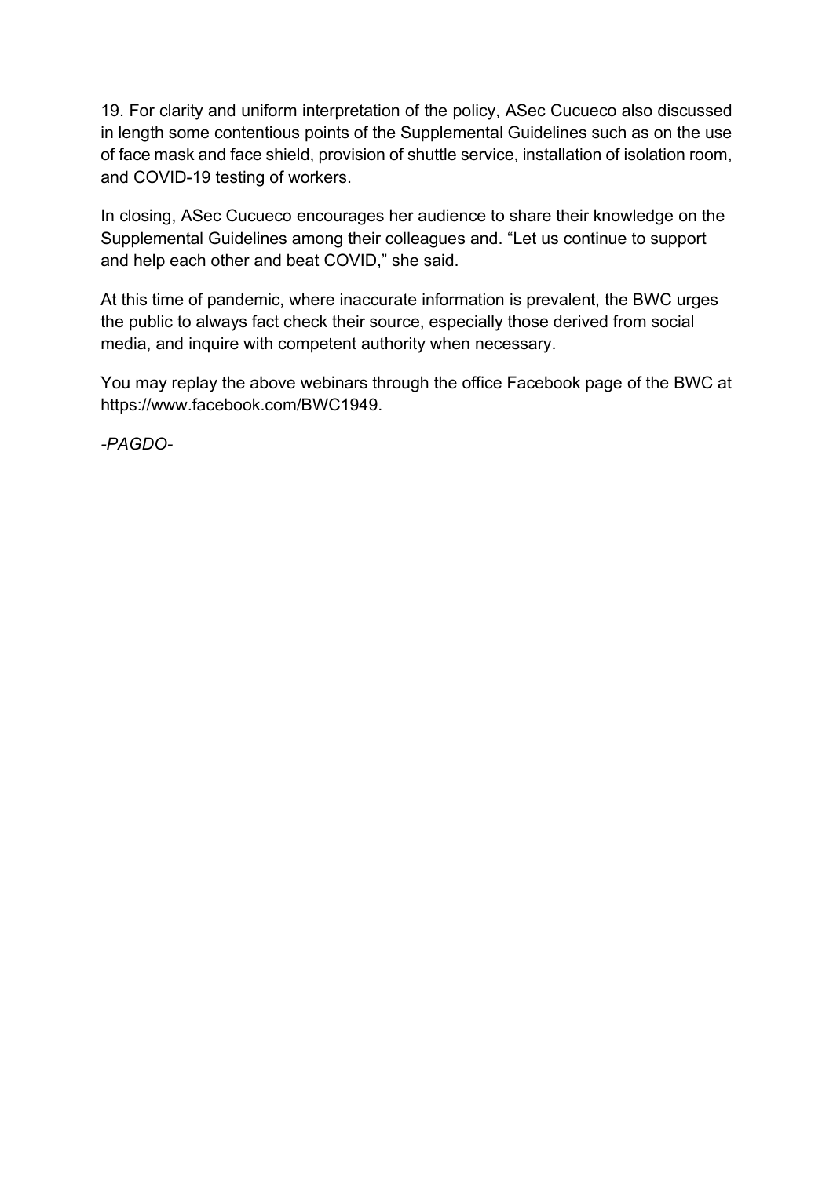19. For clarity and uniform interpretation of the policy, ASec Cucueco also discussed in length some contentious points of the Supplemental Guidelines such as on the use of face mask and face shield, provision of shuttle service, installation of isolation room, and COVID-19 testing of workers.

In closing, ASec Cucueco encourages her audience to share their knowledge on the Supplemental Guidelines among their colleagues and. "Let us continue to support and help each other and beat COVID," she said.

At this time of pandemic, where inaccurate information is prevalent, the BWC urges the public to always fact check their source, especially those derived from social media, and inquire with competent authority when necessary.

You may replay the above webinars through the office Facebook page of the BWC at https://www.facebook.com/BWC1949.

*-PAGDO-*